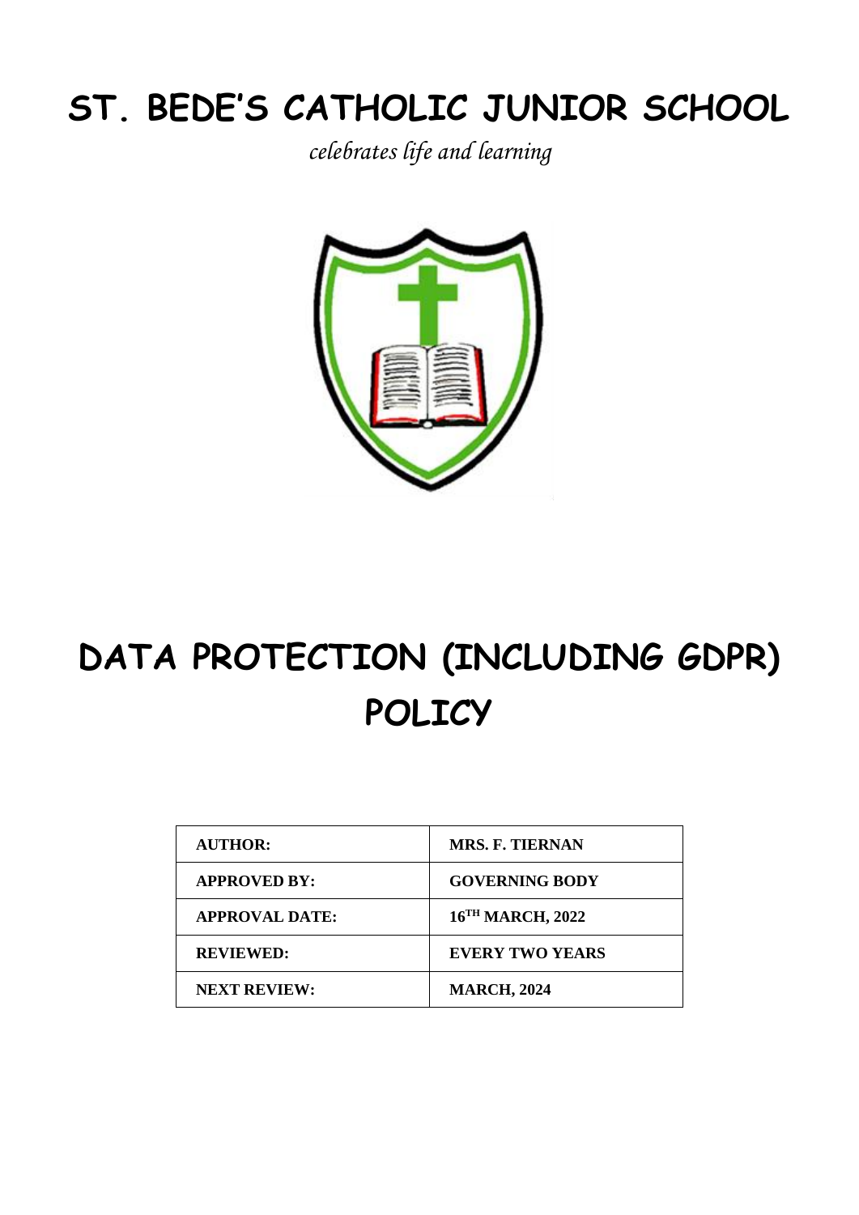# ST. BEDE'S CATHOLIC JUNIOR SCHOOL

*celebrates life and learning*

# DATA PROTECTION (INCLUDING GDPR) POLICY

| AUTHOR: | MRS. F. TIERNAN |
|---|---|
| APPROVED BY: | GOVERNING BODY |
| APPROVAL DATE: | 16TH MARCH, 2022 |
| REVIEWED: | EVERY TWO YEARS |
| NEXT REVIEW: | MARCH, 2024 |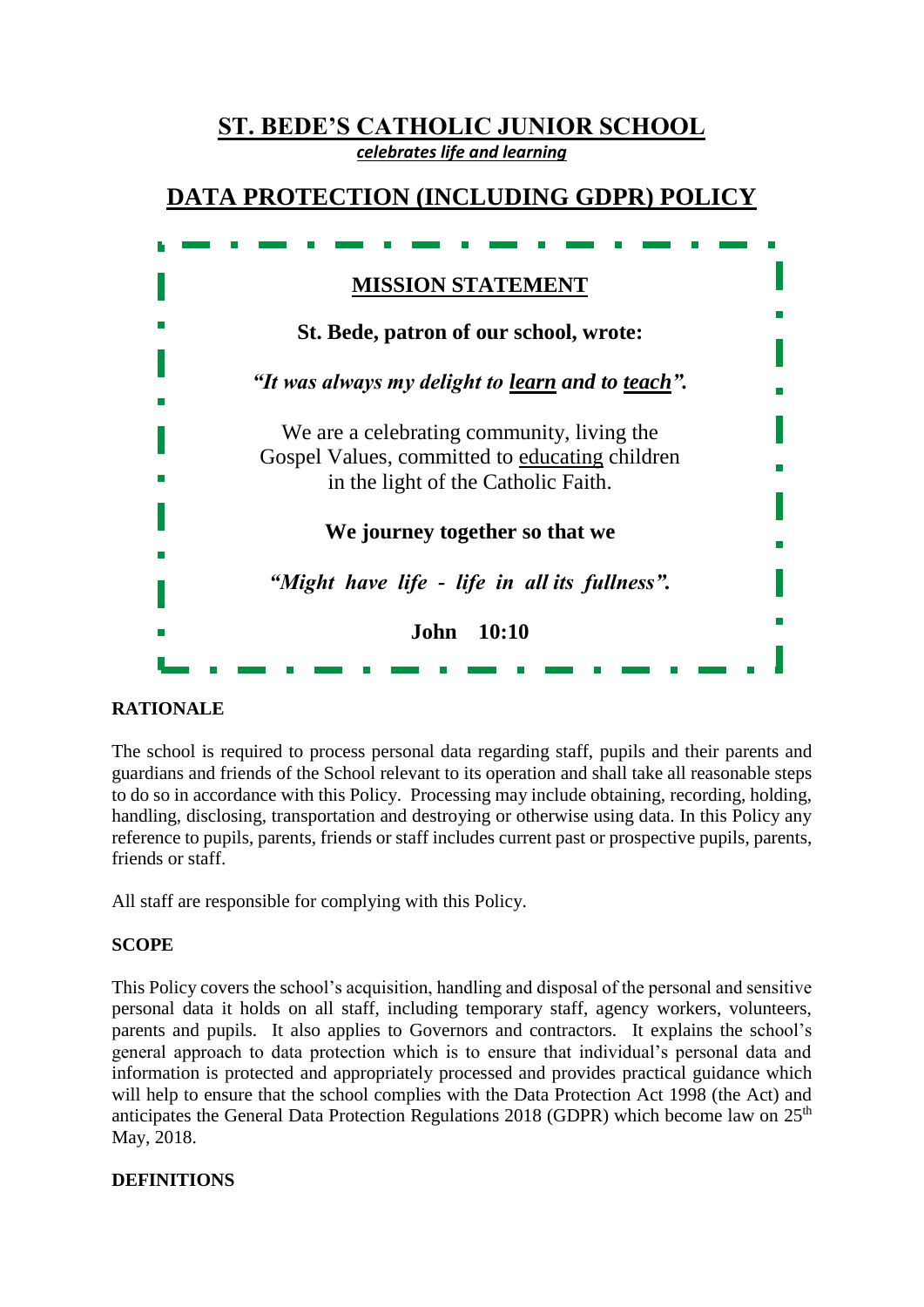# <u>ST. BEDE'S CATHOLIC JUNIOR SCHOOL</u>

***<u>celebrates life and learning</u>***

## <u>DATA PROTECTION (INCLUDING GDPR) POLICY</u>

**<u>MISSION STATEMENT</u>**

**St. Bede, patron of our school, wrote:**

***"It was always my delight to <u>learn</u> and to <u>teach</u>".***

We are a celebrating community, living the Gospel Values, committed to <u>educating</u> children in the light of the Catholic Faith.

**We journey together so that we**

***"Might have life - life in all its fullness".***

**John 10:10**

**RATIONALE**

The school is required to process personal data regarding staff, pupils and their parents and guardians and friends of the School relevant to its operation and shall take all reasonable steps to do so in accordance with this Policy. Processing may include obtaining, recording, holding, handling, disclosing, transportation and destroying or otherwise using data. In this Policy any reference to pupils, parents, friends or staff includes current past or prospective pupils, parents, friends or staff.

All staff are responsible for complying with this Policy.

**SCOPE**

This Policy covers the school's acquisition, handling and disposal of the personal and sensitive personal data it holds on all staff, including temporary staff, agency workers, volunteers, parents and pupils. It also applies to Governors and contractors. It explains the school's general approach to data protection which is to ensure that individual's personal data and information is protected and appropriately processed and provides practical guidance which will help to ensure that the school complies with the Data Protection Act 1998 (the Act) and anticipates the General Data Protection Regulations 2018 (GDPR) which become law on 25th May, 2018.

**DEFINITIONS**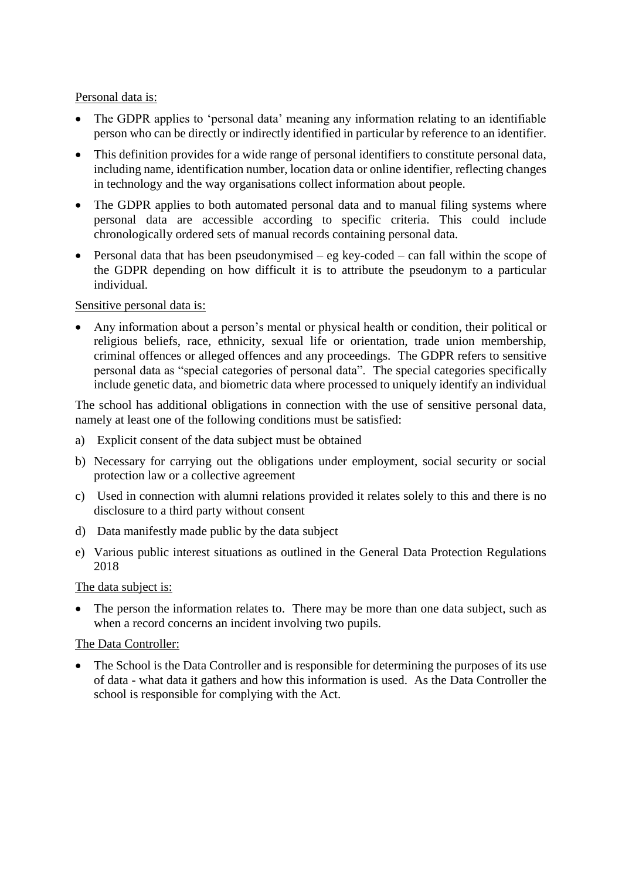<u>Personal data is:</u>

- The GDPR applies to 'personal data' meaning any information relating to an identifiable person who can be directly or indirectly identified in particular by reference to an identifier.
- This definition provides for a wide range of personal identifiers to constitute personal data, including name, identification number, location data or online identifier, reflecting changes in technology and the way organisations collect information about people.
- The GDPR applies to both automated personal data and to manual filing systems where personal data are accessible according to specific criteria. This could include chronologically ordered sets of manual records containing personal data.
- Personal data that has been pseudonymised – eg key-coded – can fall within the scope of the GDPR depending on how difficult it is to attribute the pseudonym to a particular individual.

<u>Sensitive personal data is:</u>

- Any information about a person's mental or physical health or condition, their political or religious beliefs, race, ethnicity, sexual life or orientation, trade union membership, criminal offences or alleged offences and any proceedings. The GDPR refers to sensitive personal data as "special categories of personal data". The special categories specifically include genetic data, and biometric data where processed to uniquely identify an individual

The school has additional obligations in connection with the use of sensitive personal data, namely at least one of the following conditions must be satisfied:

a) Explicit consent of the data subject must be obtained

b) Necessary for carrying out the obligations under employment, social security or social protection law or a collective agreement

c) Used in connection with alumni relations provided it relates solely to this and there is no disclosure to a third party without consent

d) Data manifestly made public by the data subject

e) Various public interest situations as outlined in the General Data Protection Regulations 2018

<u>The data subject is:</u>

- The person the information relates to. There may be more than one data subject, such as when a record concerns an incident involving two pupils.

<u>The Data Controller:</u>

- The School is the Data Controller and is responsible for determining the purposes of its use of data - what data it gathers and how this information is used. As the Data Controller the school is responsible for complying with the Act.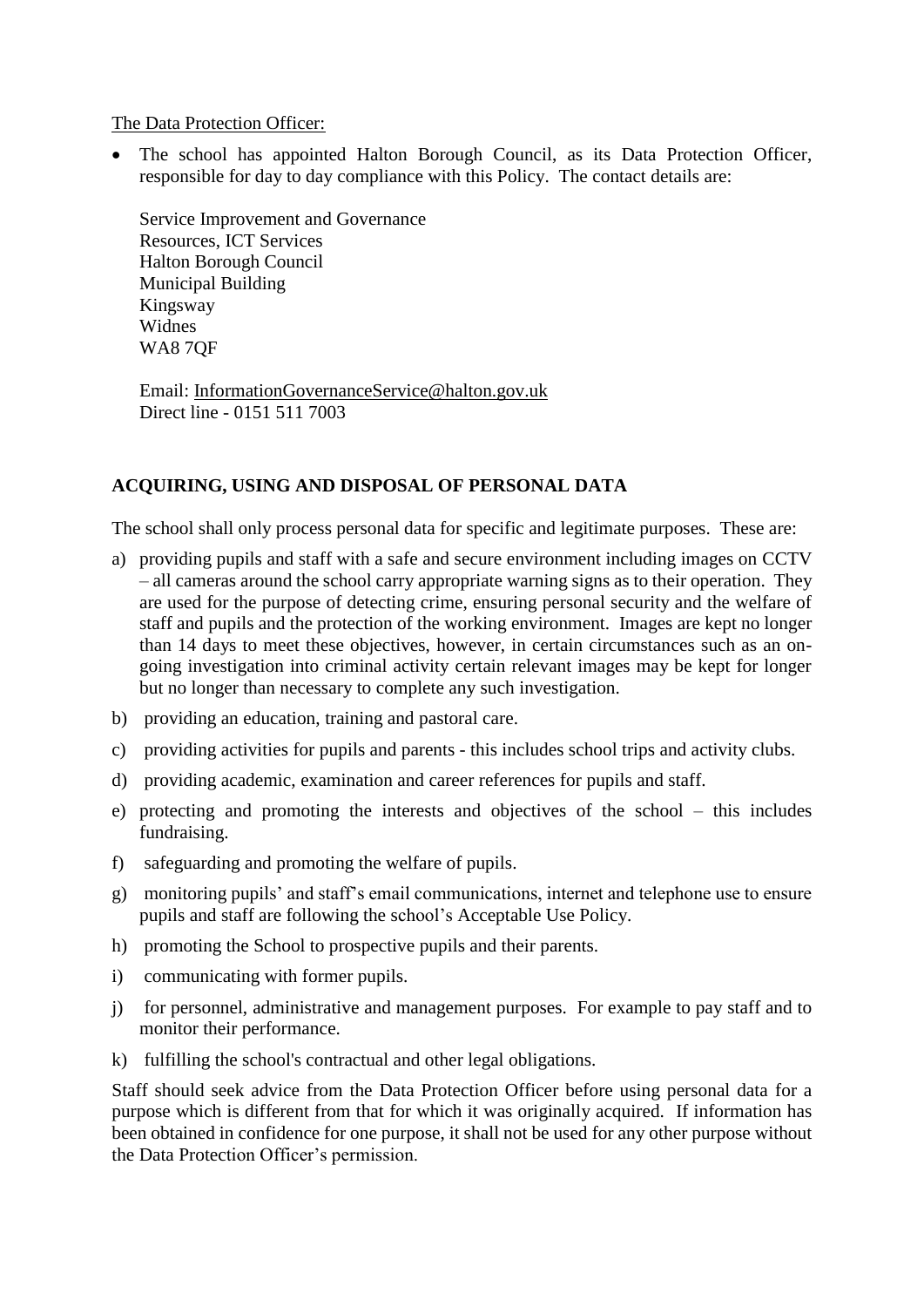The Data Protection Officer:

- The school has appointed Halton Borough Council, as its Data Protection Officer, responsible for day to day compliance with this Policy. The contact details are:

  Service Improvement and Governance
  Resources, ICT Services
  Halton Borough Council
  Municipal Building
  Kingsway
  Widnes
  WA8 7QF

  Email: InformationGovernanceService@halton.gov.uk
  Direct line - 0151 511 7003

## ACQUIRING, USING AND DISPOSAL OF PERSONAL DATA

The school shall only process personal data for specific and legitimate purposes. These are:

a) providing pupils and staff with a safe and secure environment including images on CCTV – all cameras around the school carry appropriate warning signs as to their operation. They are used for the purpose of detecting crime, ensuring personal security and the welfare of staff and pupils and the protection of the working environment. Images are kept no longer than 14 days to meet these objectives, however, in certain circumstances such as an on-going investigation into criminal activity certain relevant images may be kept for longer but no longer than necessary to complete any such investigation.

b) providing an education, training and pastoral care.

c) providing activities for pupils and parents - this includes school trips and activity clubs.

d) providing academic, examination and career references for pupils and staff.

e) protecting and promoting the interests and objectives of the school – this includes fundraising.

f) safeguarding and promoting the welfare of pupils.

g) monitoring pupils' and staff's email communications, internet and telephone use to ensure pupils and staff are following the school's Acceptable Use Policy.

h) promoting the School to prospective pupils and their parents.

i) communicating with former pupils.

j) for personnel, administrative and management purposes. For example to pay staff and to monitor their performance.

k) fulfilling the school's contractual and other legal obligations.

Staff should seek advice from the Data Protection Officer before using personal data for a purpose which is different from that for which it was originally acquired. If information has been obtained in confidence for one purpose, it shall not be used for any other purpose without the Data Protection Officer's permission.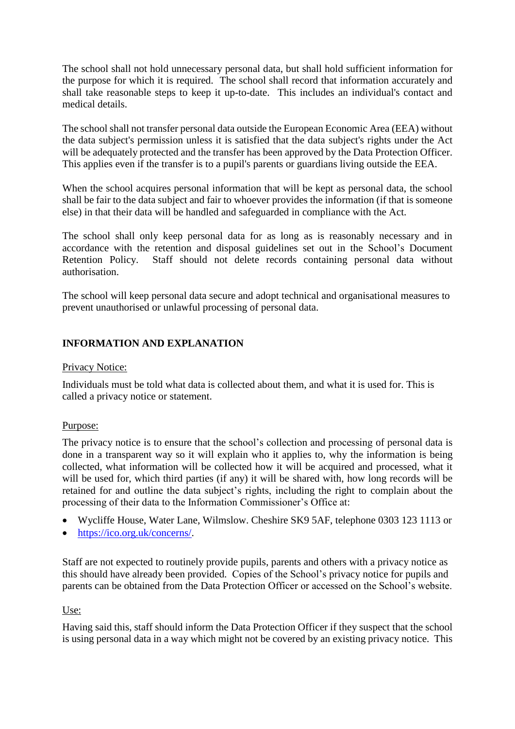The school shall not hold unnecessary personal data, but shall hold sufficient information for the purpose for which it is required. The school shall record that information accurately and shall take reasonable steps to keep it up-to-date. This includes an individual's contact and medical details.

The school shall not transfer personal data outside the European Economic Area (EEA) without the data subject's permission unless it is satisfied that the data subject's rights under the Act will be adequately protected and the transfer has been approved by the Data Protection Officer. This applies even if the transfer is to a pupil's parents or guardians living outside the EEA.

When the school acquires personal information that will be kept as personal data, the school shall be fair to the data subject and fair to whoever provides the information (if that is someone else) in that their data will be handled and safeguarded in compliance with the Act.

The school shall only keep personal data for as long as is reasonably necessary and in accordance with the retention and disposal guidelines set out in the School's Document Retention Policy. Staff should not delete records containing personal data without authorisation.

The school will keep personal data secure and adopt technical and organisational measures to prevent unauthorised or unlawful processing of personal data.

## INFORMATION AND EXPLANATION

Privacy Notice:

Individuals must be told what data is collected about them, and what it is used for. This is called a privacy notice or statement.

Purpose:

The privacy notice is to ensure that the school's collection and processing of personal data is done in a transparent way so it will explain who it applies to, why the information is being collected, what information will be collected how it will be acquired and processed, what it will be used for, which third parties (if any) it will be shared with, how long records will be retained for and outline the data subject's rights, including the right to complain about the processing of their data to the Information Commissioner's Office at:

- Wycliffe House, Water Lane, Wilmslow. Cheshire SK9 5AF, telephone 0303 123 1113 or
- https://ico.org.uk/concerns/.

Staff are not expected to routinely provide pupils, parents and others with a privacy notice as this should have already been provided. Copies of the School's privacy notice for pupils and parents can be obtained from the Data Protection Officer or accessed on the School's website.

Use:

Having said this, staff should inform the Data Protection Officer if they suspect that the school is using personal data in a way which might not be covered by an existing privacy notice. This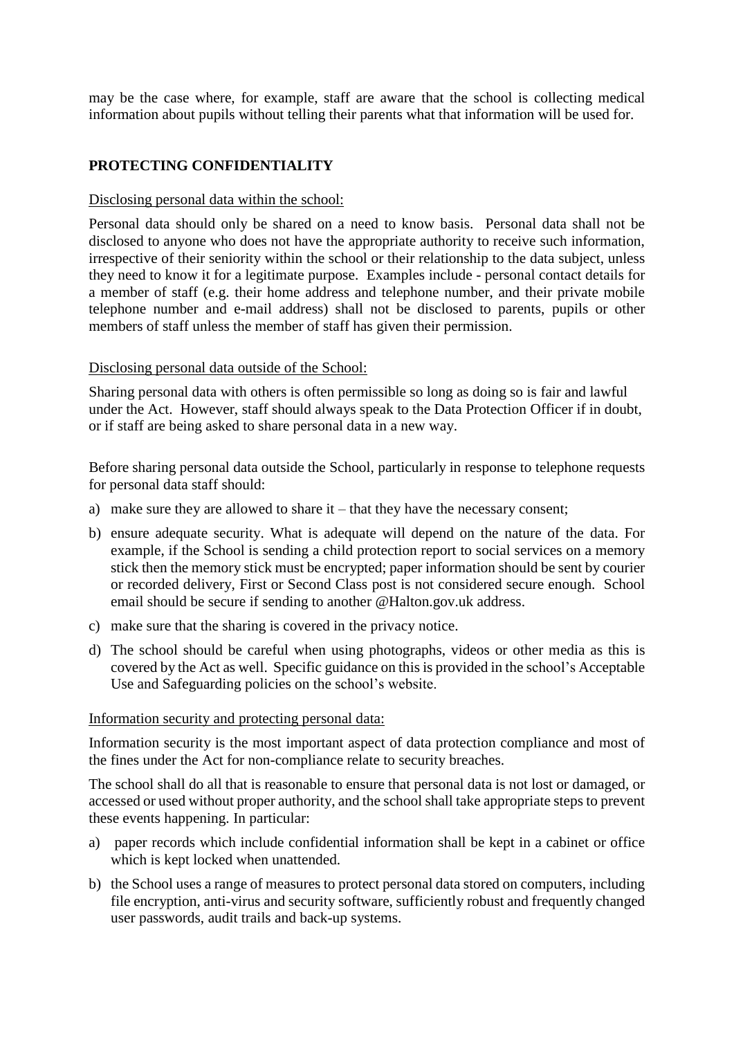may be the case where, for example, staff are aware that the school is collecting medical information about pupils without telling their parents what that information will be used for.

## PROTECTING CONFIDENTIALITY

Disclosing personal data within the school:

Personal data should only be shared on a need to know basis. Personal data shall not be disclosed to anyone who does not have the appropriate authority to receive such information, irrespective of their seniority within the school or their relationship to the data subject, unless they need to know it for a legitimate purpose. Examples include - personal contact details for a member of staff (e.g. their home address and telephone number, and their private mobile telephone number and e-mail address) shall not be disclosed to parents, pupils or other members of staff unless the member of staff has given their permission.

Disclosing personal data outside of the School:

Sharing personal data with others is often permissible so long as doing so is fair and lawful under the Act. However, staff should always speak to the Data Protection Officer if in doubt, or if staff are being asked to share personal data in a new way.

Before sharing personal data outside the School, particularly in response to telephone requests for personal data staff should:

a) make sure they are allowed to share it – that they have the necessary consent;
b) ensure adequate security. What is adequate will depend on the nature of the data. For example, if the School is sending a child protection report to social services on a memory stick then the memory stick must be encrypted; paper information should be sent by courier or recorded delivery, First or Second Class post is not considered secure enough. School email should be secure if sending to another @Halton.gov.uk address.
c) make sure that the sharing is covered in the privacy notice.
d) The school should be careful when using photographs, videos or other media as this is covered by the Act as well. Specific guidance on this is provided in the school's Acceptable Use and Safeguarding policies on the school's website.

Information security and protecting personal data:

Information security is the most important aspect of data protection compliance and most of the fines under the Act for non-compliance relate to security breaches.

The school shall do all that is reasonable to ensure that personal data is not lost or damaged, or accessed or used without proper authority, and the school shall take appropriate steps to prevent these events happening. In particular:

a) paper records which include confidential information shall be kept in a cabinet or office which is kept locked when unattended.
b) the School uses a range of measures to protect personal data stored on computers, including file encryption, anti-virus and security software, sufficiently robust and frequently changed user passwords, audit trails and back-up systems.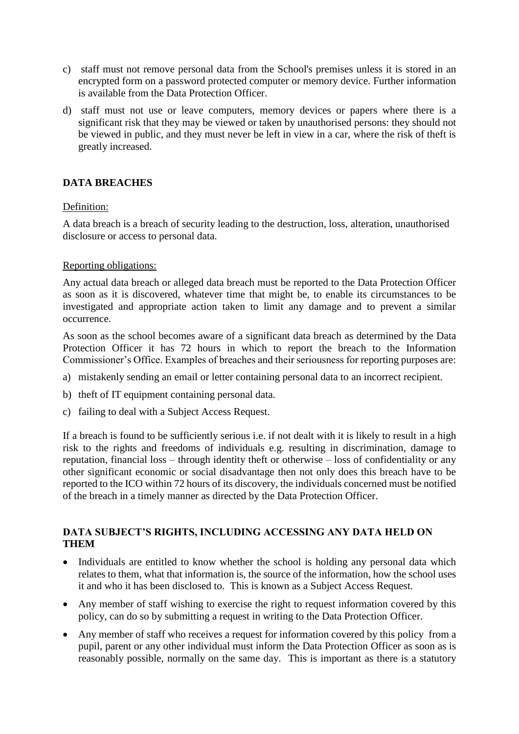c) staff must not remove personal data from the School's premises unless it is stored in an encrypted form on a password protected computer or memory device. Further information is available from the Data Protection Officer.

d) staff must not use or leave computers, memory devices or papers where there is a significant risk that they may be viewed or taken by unauthorised persons: they should not be viewed in public, and they must never be left in view in a car, where the risk of theft is greatly increased.

## DATA BREACHES

Definition:

A data breach is a breach of security leading to the destruction, loss, alteration, unauthorised disclosure or access to personal data.

Reporting obligations:

Any actual data breach or alleged data breach must be reported to the Data Protection Officer as soon as it is discovered, whatever time that might be, to enable its circumstances to be investigated and appropriate action taken to limit any damage and to prevent a similar occurrence.

As soon as the school becomes aware of a significant data breach as determined by the Data Protection Officer it has 72 hours in which to report the breach to the Information Commissioner's Office. Examples of breaches and their seriousness for reporting purposes are:

a) mistakenly sending an email or letter containing personal data to an incorrect recipient.

b) theft of IT equipment containing personal data.

c) failing to deal with a Subject Access Request.

If a breach is found to be sufficiently serious i.e. if not dealt with it is likely to result in a high risk to the rights and freedoms of individuals e.g. resulting in discrimination, damage to reputation, financial loss – through identity theft or otherwise – loss of confidentiality or any other significant economic or social disadvantage then not only does this breach have to be reported to the ICO within 72 hours of its discovery, the individuals concerned must be notified of the breach in a timely manner as directed by the Data Protection Officer.

## DATA SUBJECT'S RIGHTS, INCLUDING ACCESSING ANY DATA HELD ON THEM

- Individuals are entitled to know whether the school is holding any personal data which relates to them, what that information is, the source of the information, how the school uses it and who it has been disclosed to. This is known as a Subject Access Request.
- Any member of staff wishing to exercise the right to request information covered by this policy, can do so by submitting a request in writing to the Data Protection Officer.
- Any member of staff who receives a request for information covered by this policy from a pupil, parent or any other individual must inform the Data Protection Officer as soon as is reasonably possible, normally on the same day. This is important as there is a statutory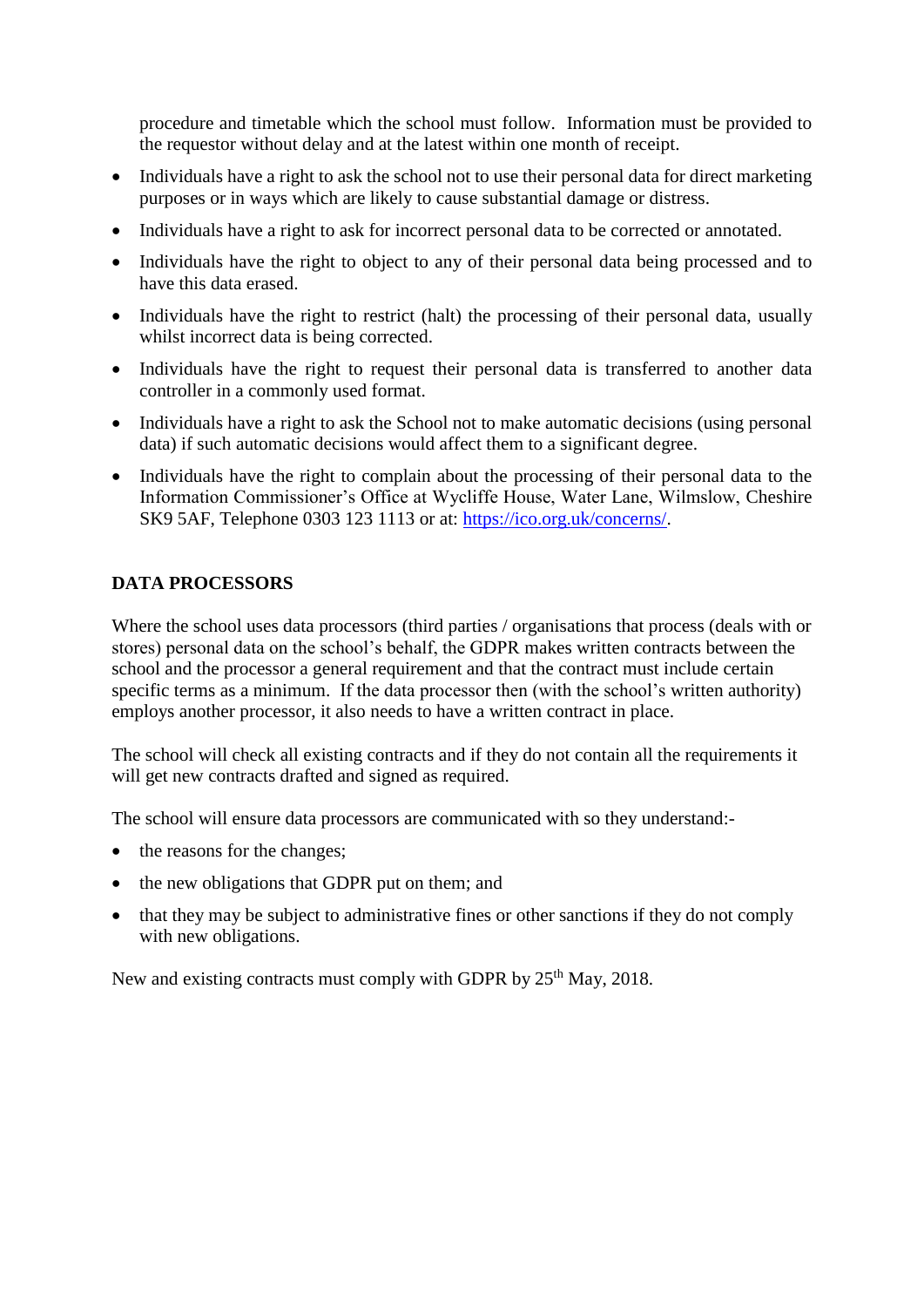procedure and timetable which the school must follow. Information must be provided to the requestor without delay and at the latest within one month of receipt.

- Individuals have a right to ask the school not to use their personal data for direct marketing purposes or in ways which are likely to cause substantial damage or distress.
- Individuals have a right to ask for incorrect personal data to be corrected or annotated.
- Individuals have the right to object to any of their personal data being processed and to have this data erased.
- Individuals have the right to restrict (halt) the processing of their personal data, usually whilst incorrect data is being corrected.
- Individuals have the right to request their personal data is transferred to another data controller in a commonly used format.
- Individuals have a right to ask the School not to make automatic decisions (using personal data) if such automatic decisions would affect them to a significant degree.
- Individuals have the right to complain about the processing of their personal data to the Information Commissioner's Office at Wycliffe House, Water Lane, Wilmslow, Cheshire SK9 5AF, Telephone 0303 123 1113 or at: https://ico.org.uk/concerns/.

## DATA PROCESSORS

Where the school uses data processors (third parties / organisations that process (deals with or stores) personal data on the school's behalf, the GDPR makes written contracts between the school and the processor a general requirement and that the contract must include certain specific terms as a minimum. If the data processor then (with the school's written authority) employs another processor, it also needs to have a written contract in place.

The school will check all existing contracts and if they do not contain all the requirements it will get new contracts drafted and signed as required.

The school will ensure data processors are communicated with so they understand:-

- the reasons for the changes;
- the new obligations that GDPR put on them; and
- that they may be subject to administrative fines or other sanctions if they do not comply with new obligations.

New and existing contracts must comply with GDPR by 25th May, 2018.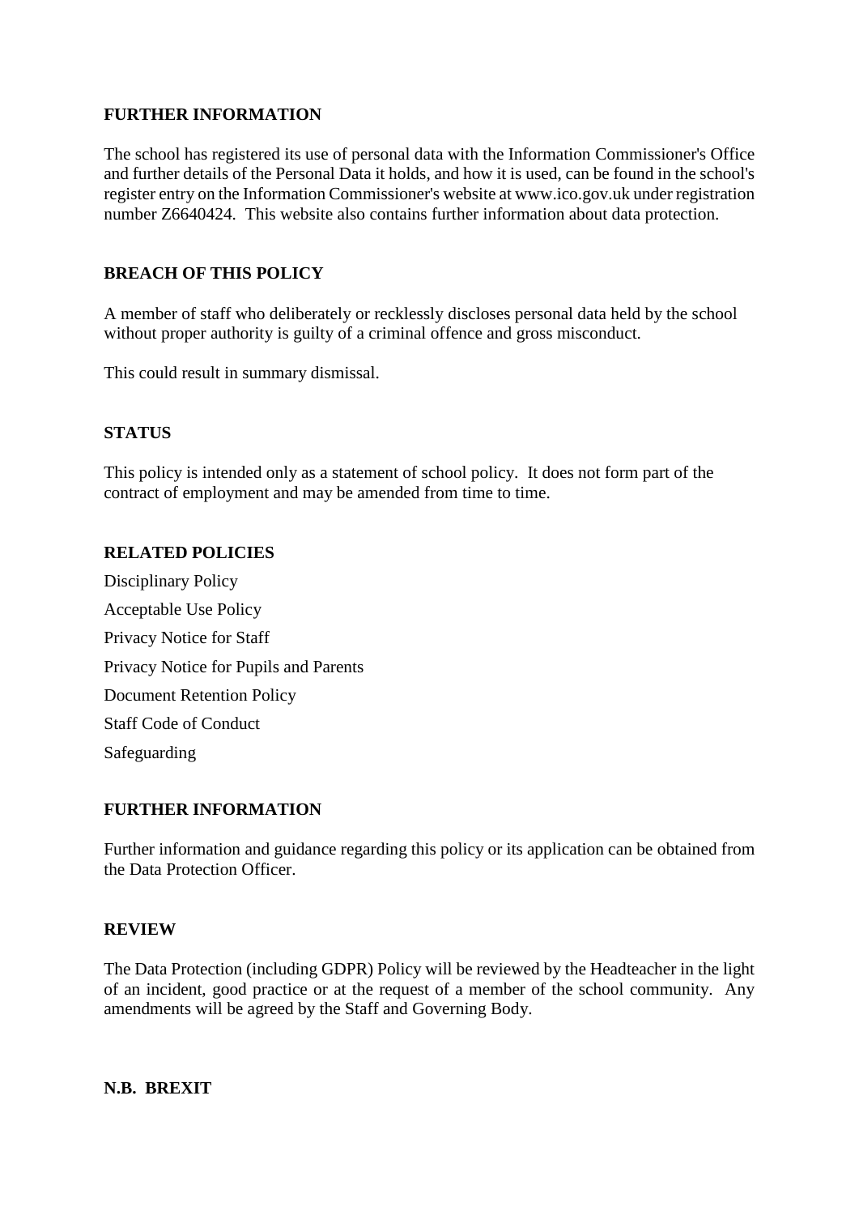## FURTHER INFORMATION

The school has registered its use of personal data with the Information Commissioner's Office and further details of the Personal Data it holds, and how it is used, can be found in the school's register entry on the Information Commissioner's website at www.ico.gov.uk under registration number Z6640424. This website also contains further information about data protection.

## BREACH OF THIS POLICY

A member of staff who deliberately or recklessly discloses personal data held by the school without proper authority is guilty of a criminal offence and gross misconduct.

This could result in summary dismissal.

## STATUS

This policy is intended only as a statement of school policy. It does not form part of the contract of employment and may be amended from time to time.

## RELATED POLICIES

Disciplinary Policy

Acceptable Use Policy

Privacy Notice for Staff

Privacy Notice for Pupils and Parents

Document Retention Policy

Staff Code of Conduct

Safeguarding

## FURTHER INFORMATION

Further information and guidance regarding this policy or its application can be obtained from the Data Protection Officer.

## REVIEW

The Data Protection (including GDPR) Policy will be reviewed by the Headteacher in the light of an incident, good practice or at the request of a member of the school community. Any amendments will be agreed by the Staff and Governing Body.

## N.B. BREXIT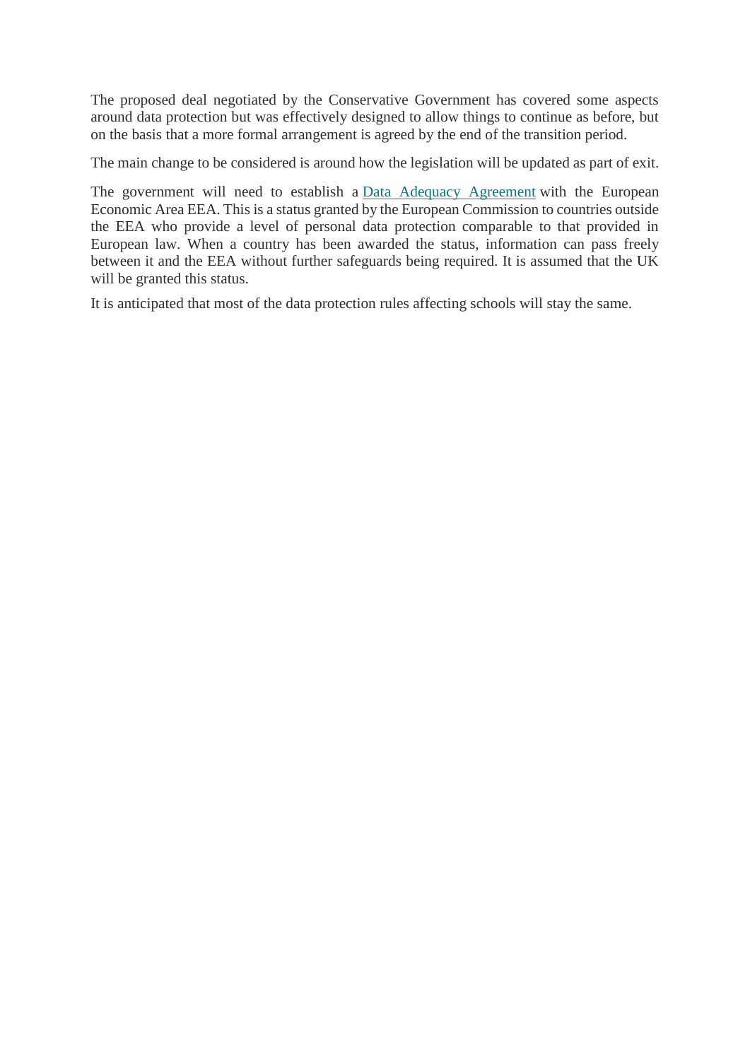The proposed deal negotiated by the Conservative Government has covered some aspects around data protection but was effectively designed to allow things to continue as before, but on the basis that a more formal arrangement is agreed by the end of the transition period.

The main change to be considered is around how the legislation will be updated as part of exit.

The government will need to establish a Data Adequacy Agreement with the European Economic Area EEA. This is a status granted by the European Commission to countries outside the EEA who provide a level of personal data protection comparable to that provided in European law. When a country has been awarded the status, information can pass freely between it and the EEA without further safeguards being required. It is assumed that the UK will be granted this status.

It is anticipated that most of the data protection rules affecting schools will stay the same.